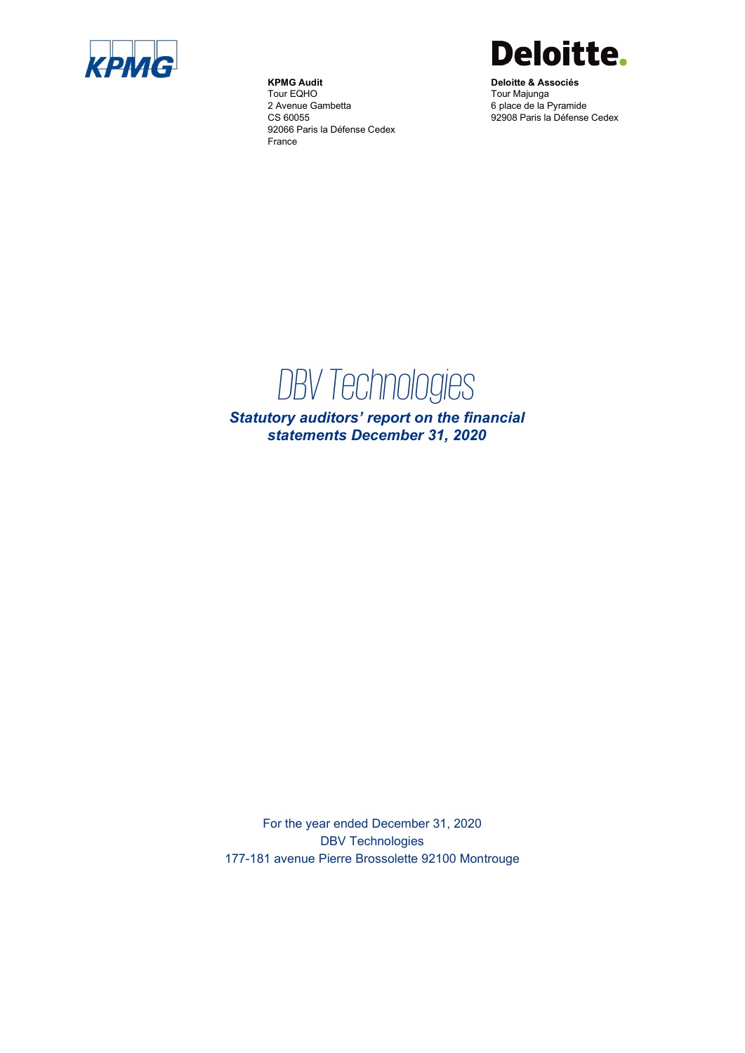KPMG

**KPMG Audit**
Tour EQHO
2 Avenue Gambetta
CS 60055
92066 Paris la Défense Cedex
France

Deloitte.

**Deloitte & Associés**
Tour Majunga
6 place de la Pyramide
92908 Paris la Défense Cedex

# DBV Technologies

***Statutory auditors' report on the financial statements December 31, 2020***

For the year ended December 31, 2020
DBV Technologies
177-181 avenue Pierre Brossolette 92100 Montrouge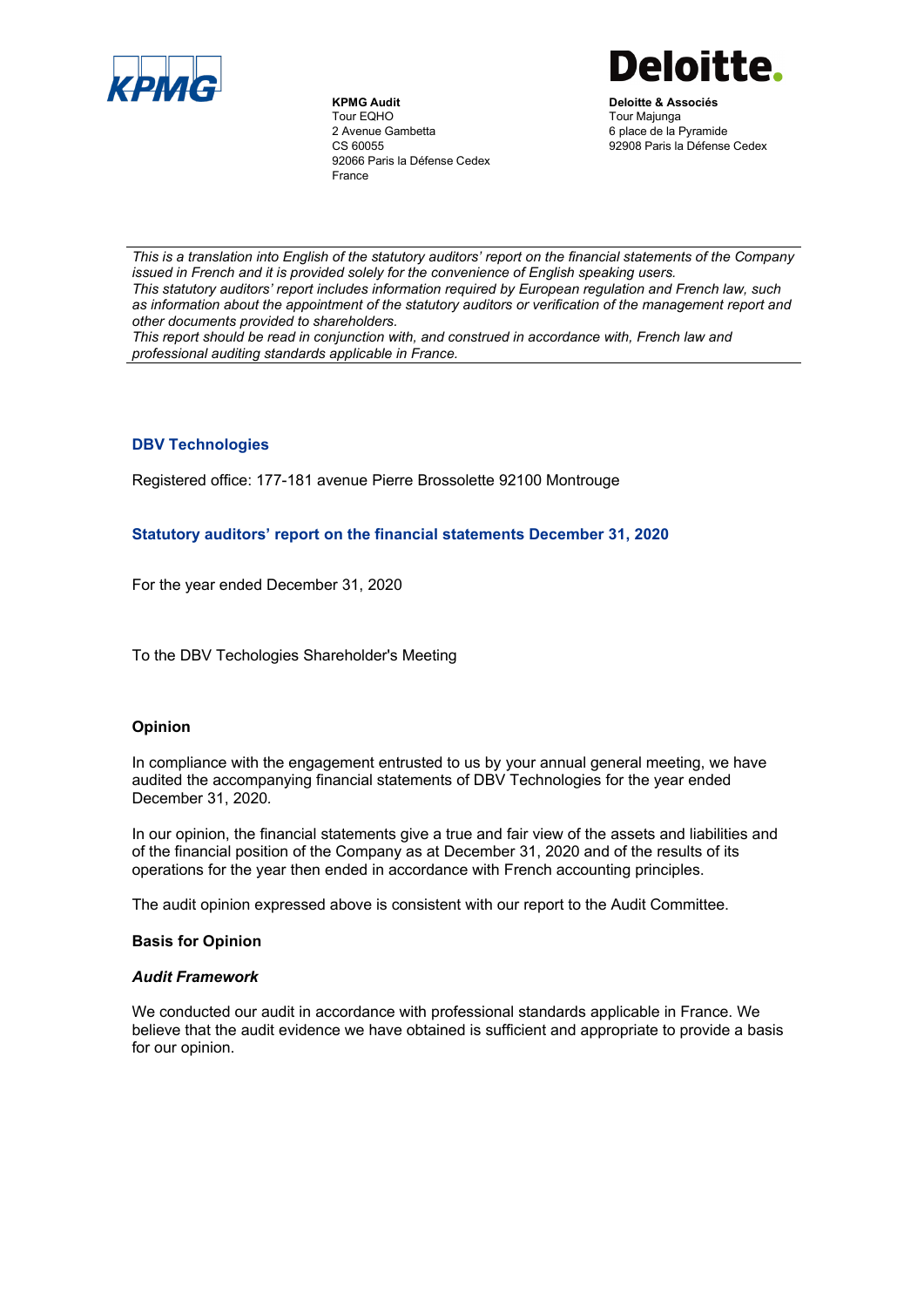**KPMG Audit**
Tour EQHO
2 Avenue Gambetta
CS 60055
92066 Paris la Défense Cedex
France

**Deloitte & Associés**
Tour Majunga
6 place de la Pyramide
92908 Paris la Défense Cedex

---

*This is a translation into English of the statutory auditors' report on the financial statements of the Company issued in French and it is provided solely for the convenience of English speaking users.*
*This statutory auditors' report includes information required by European regulation and French law, such as information about the appointment of the statutory auditors or verification of the management report and other documents provided to shareholders.*
*This report should be read in conjunction with, and construed in accordance with, French law and professional auditing standards applicable in France.*

---

## DBV Technologies

Registered office: 177-181 avenue Pierre Brossolette 92100 Montrouge

## Statutory auditors' report on the financial statements December 31, 2020

For the year ended December 31, 2020

To the DBV Techologies Shareholder's Meeting

### Opinion

In compliance with the engagement entrusted to us by your annual general meeting, we have audited the accompanying financial statements of DBV Technologies for the year ended December 31, 2020.

In our opinion, the financial statements give a true and fair view of the assets and liabilities and of the financial position of the Company as at December 31, 2020 and of the results of its operations for the year then ended in accordance with French accounting principles.

The audit opinion expressed above is consistent with our report to the Audit Committee.

### Basis for Opinion

#### *Audit Framework*

We conducted our audit in accordance with professional standards applicable in France. We believe that the audit evidence we have obtained is sufficient and appropriate to provide a basis for our opinion.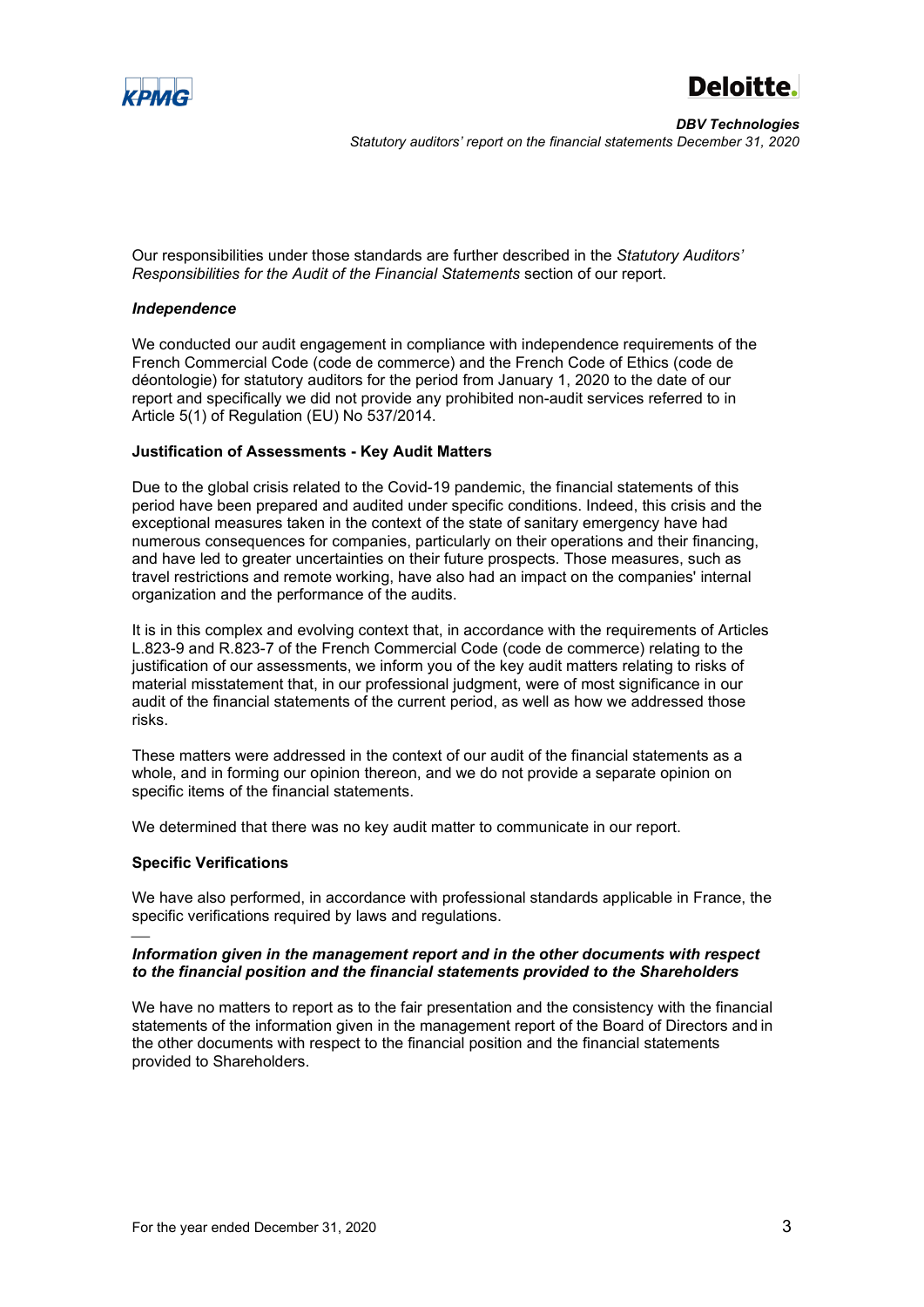Our responsibilities under those standards are further described in the *Statutory Auditors' Responsibilities for the Audit of the Financial Statements* section of our report.

***Independence***

We conducted our audit engagement in compliance with independence requirements of the French Commercial Code (code de commerce) and the French Code of Ethics (code de déontologie) for statutory auditors for the period from January 1, 2020 to the date of our report and specifically we did not provide any prohibited non-audit services referred to in Article 5(1) of Regulation (EU) No 537/2014.

**Justification of Assessments - Key Audit Matters**

Due to the global crisis related to the Covid-19 pandemic, the financial statements of this period have been prepared and audited under specific conditions. Indeed, this crisis and the exceptional measures taken in the context of the state of sanitary emergency have had numerous consequences for companies, particularly on their operations and their financing, and have led to greater uncertainties on their future prospects. Those measures, such as travel restrictions and remote working, have also had an impact on the companies' internal organization and the performance of the audits.

It is in this complex and evolving context that, in accordance with the requirements of Articles L.823-9 and R.823-7 of the French Commercial Code (code de commerce) relating to the justification of our assessments, we inform you of the key audit matters relating to risks of material misstatement that, in our professional judgment, were of most significance in our audit of the financial statements of the current period, as well as how we addressed those risks.

These matters were addressed in the context of our audit of the financial statements as a whole, and in forming our opinion thereon, and we do not provide a separate opinion on specific items of the financial statements.

We determined that there was no key audit matter to communicate in our report.

**Specific Verifications**

We have also performed, in accordance with professional standards applicable in France, the specific verifications required by laws and regulations.

***Information given in the management report and in the other documents with respect to the financial position and the financial statements provided to the Shareholders***

We have no matters to report as to the fair presentation and the consistency with the financial statements of the information given in the management report of the Board of Directors and in the other documents with respect to the financial position and the financial statements provided to Shareholders.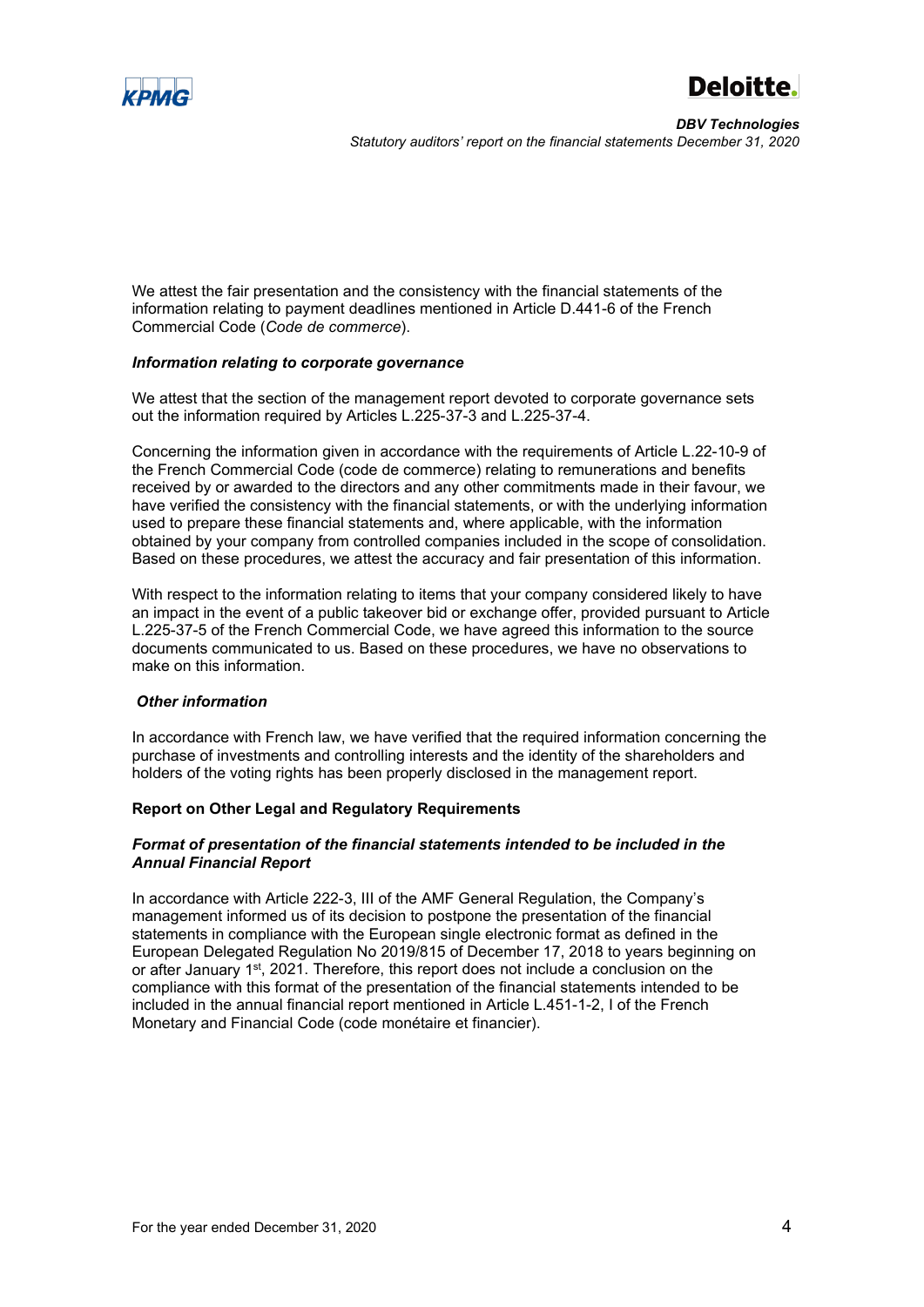We attest the fair presentation and the consistency with the financial statements of the information relating to payment deadlines mentioned in Article D.441-6 of the French Commercial Code (*Code de commerce*).

### *Information relating to corporate governance*

We attest that the section of the management report devoted to corporate governance sets out the information required by Articles L.225-37-3 and L.225-37-4.

Concerning the information given in accordance with the requirements of Article L.22-10-9 of the French Commercial Code (code de commerce) relating to remunerations and benefits received by or awarded to the directors and any other commitments made in their favour, we have verified the consistency with the financial statements, or with the underlying information used to prepare these financial statements and, where applicable, with the information obtained by your company from controlled companies included in the scope of consolidation. Based on these procedures, we attest the accuracy and fair presentation of this information.

With respect to the information relating to items that your company considered likely to have an impact in the event of a public takeover bid or exchange offer, provided pursuant to Article L.225-37-5 of the French Commercial Code, we have agreed this information to the source documents communicated to us. Based on these procedures, we have no observations to make on this information.

### *Other information*

In accordance with French law, we have verified that the required information concerning the purchase of investments and controlling interests and the identity of the shareholders and holders of the voting rights has been properly disclosed in the management report.

## Report on Other Legal and Regulatory Requirements

### *Format of presentation of the financial statements intended to be included in the Annual Financial Report*

In accordance with Article 222-3, III of the AMF General Regulation, the Company's management informed us of its decision to postpone the presentation of the financial statements in compliance with the European single electronic format as defined in the European Delegated Regulation No 2019/815 of December 17, 2018 to years beginning on or after January 1st, 2021. Therefore, this report does not include a conclusion on the compliance with this format of the presentation of the financial statements intended to be included in the annual financial report mentioned in Article L.451-1-2, I of the French Monetary and Financial Code (code monétaire et financier).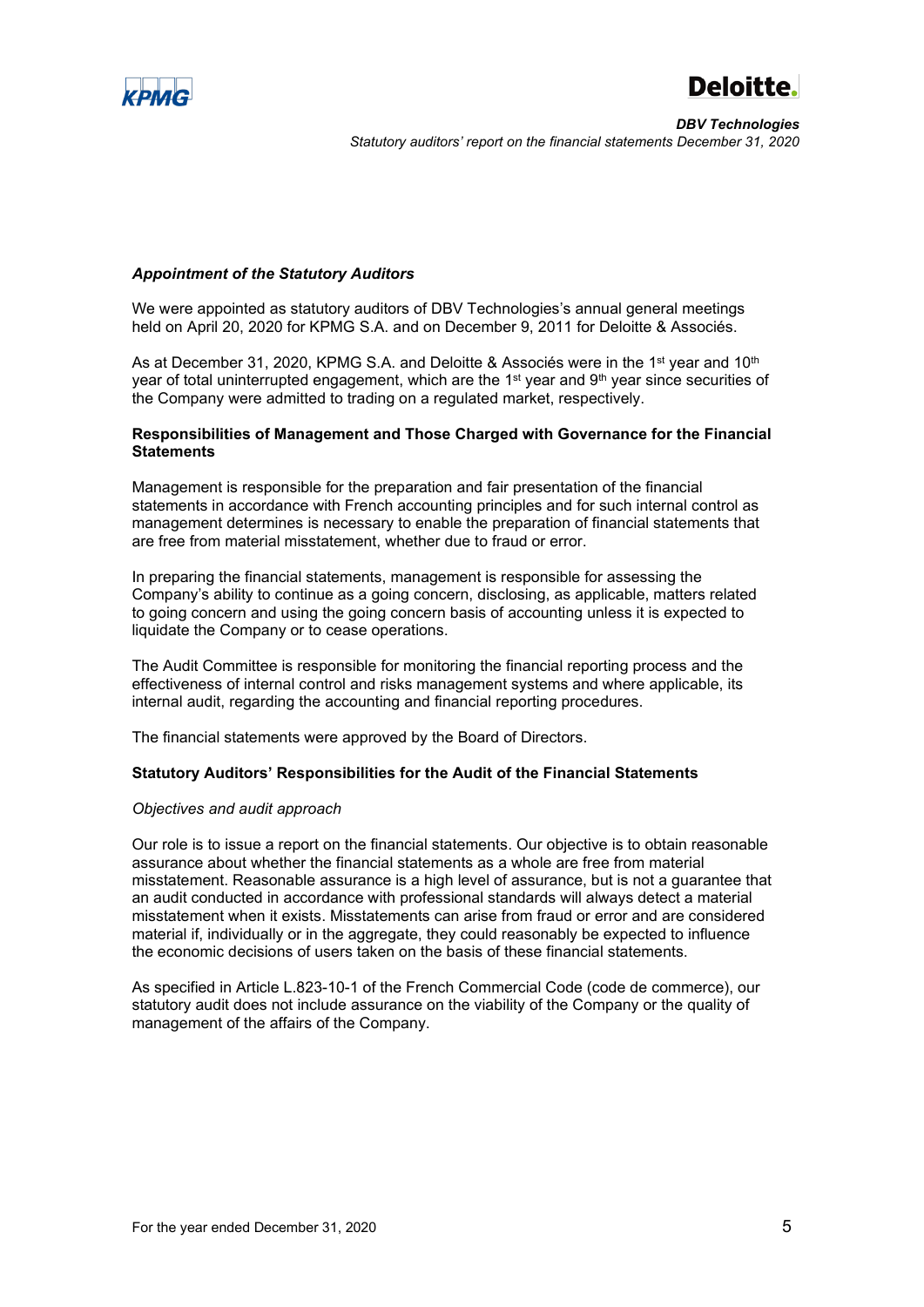### *Appointment of the Statutory Auditors*

We were appointed as statutory auditors of DBV Technologies's annual general meetings held on April 20, 2020 for KPMG S.A. and on December 9, 2011 for Deloitte & Associés.

As at December 31, 2020, KPMG S.A. and Deloitte & Associés were in the 1st year and 10th year of total uninterrupted engagement, which are the 1st year and 9th year since securities of the Company were admitted to trading on a regulated market, respectively.

## Responsibilities of Management and Those Charged with Governance for the Financial Statements

Management is responsible for the preparation and fair presentation of the financial statements in accordance with French accounting principles and for such internal control as management determines is necessary to enable the preparation of financial statements that are free from material misstatement, whether due to fraud or error.

In preparing the financial statements, management is responsible for assessing the Company's ability to continue as a going concern, disclosing, as applicable, matters related to going concern and using the going concern basis of accounting unless it is expected to liquidate the Company or to cease operations.

The Audit Committee is responsible for monitoring the financial reporting process and the effectiveness of internal control and risks management systems and where applicable, its internal audit, regarding the accounting and financial reporting procedures.

The financial statements were approved by the Board of Directors.

## Statutory Auditors' Responsibilities for the Audit of the Financial Statements

*Objectives and audit approach*

Our role is to issue a report on the financial statements. Our objective is to obtain reasonable assurance about whether the financial statements as a whole are free from material misstatement. Reasonable assurance is a high level of assurance, but is not a guarantee that an audit conducted in accordance with professional standards will always detect a material misstatement when it exists. Misstatements can arise from fraud or error and are considered material if, individually or in the aggregate, they could reasonably be expected to influence the economic decisions of users taken on the basis of these financial statements.

As specified in Article L.823-10-1 of the French Commercial Code (code de commerce), our statutory audit does not include assurance on the viability of the Company or the quality of management of the affairs of the Company.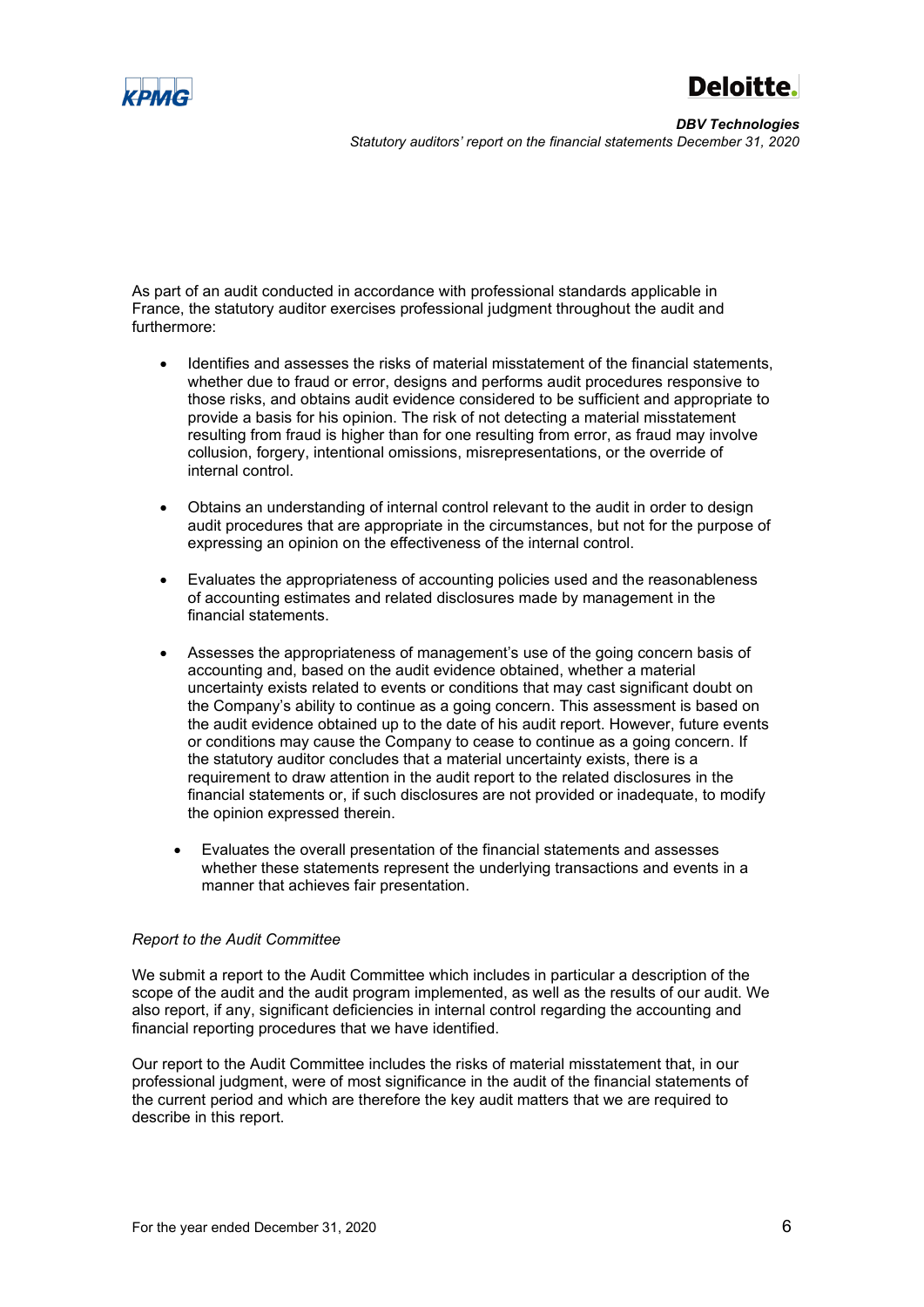As part of an audit conducted in accordance with professional standards applicable in France, the statutory auditor exercises professional judgment throughout the audit and furthermore:

- Identifies and assesses the risks of material misstatement of the financial statements, whether due to fraud or error, designs and performs audit procedures responsive to those risks, and obtains audit evidence considered to be sufficient and appropriate to provide a basis for his opinion. The risk of not detecting a material misstatement resulting from fraud is higher than for one resulting from error, as fraud may involve collusion, forgery, intentional omissions, misrepresentations, or the override of internal control.

- Obtains an understanding of internal control relevant to the audit in order to design audit procedures that are appropriate in the circumstances, but not for the purpose of expressing an opinion on the effectiveness of the internal control.

- Evaluates the appropriateness of accounting policies used and the reasonableness of accounting estimates and related disclosures made by management in the financial statements.

- Assesses the appropriateness of management's use of the going concern basis of accounting and, based on the audit evidence obtained, whether a material uncertainty exists related to events or conditions that may cast significant doubt on the Company's ability to continue as a going concern. This assessment is based on the audit evidence obtained up to the date of his audit report. However, future events or conditions may cause the Company to cease to continue as a going concern. If the statutory auditor concludes that a material uncertainty exists, there is a requirement to draw attention in the audit report to the related disclosures in the financial statements or, if such disclosures are not provided or inadequate, to modify the opinion expressed therein.

- Evaluates the overall presentation of the financial statements and assesses whether these statements represent the underlying transactions and events in a manner that achieves fair presentation.

*Report to the Audit Committee*

We submit a report to the Audit Committee which includes in particular a description of the scope of the audit and the audit program implemented, as well as the results of our audit. We also report, if any, significant deficiencies in internal control regarding the accounting and financial reporting procedures that we have identified.

Our report to the Audit Committee includes the risks of material misstatement that, in our professional judgment, were of most significance in the audit of the financial statements of the current period and which are therefore the key audit matters that we are required to describe in this report.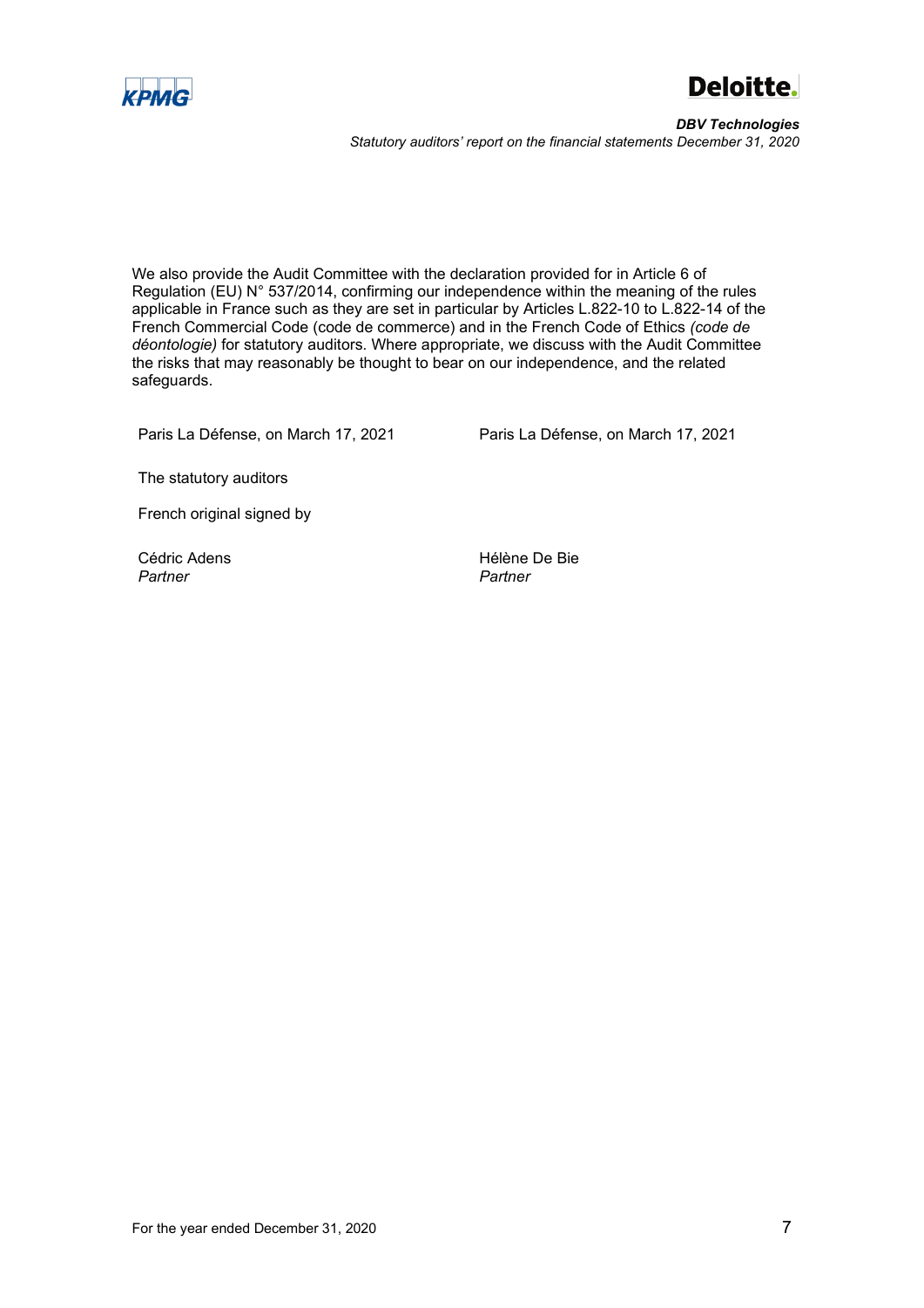We also provide the Audit Committee with the declaration provided for in Article 6 of Regulation (EU) N° 537/2014, confirming our independence within the meaning of the rules applicable in France such as they are set in particular by Articles L.822-10 to L.822-14 of the French Commercial Code (code de commerce) and in the French Code of Ethics *(code de déontologie)* for statutory auditors. Where appropriate, we discuss with the Audit Committee the risks that may reasonably be thought to bear on our independence, and the related safeguards.

Paris La Défense, on March 17, 2021

Paris La Défense, on March 17, 2021

The statutory auditors

French original signed by

Cédric Adens
*Partner*

Hélène De Bie
*Partner*